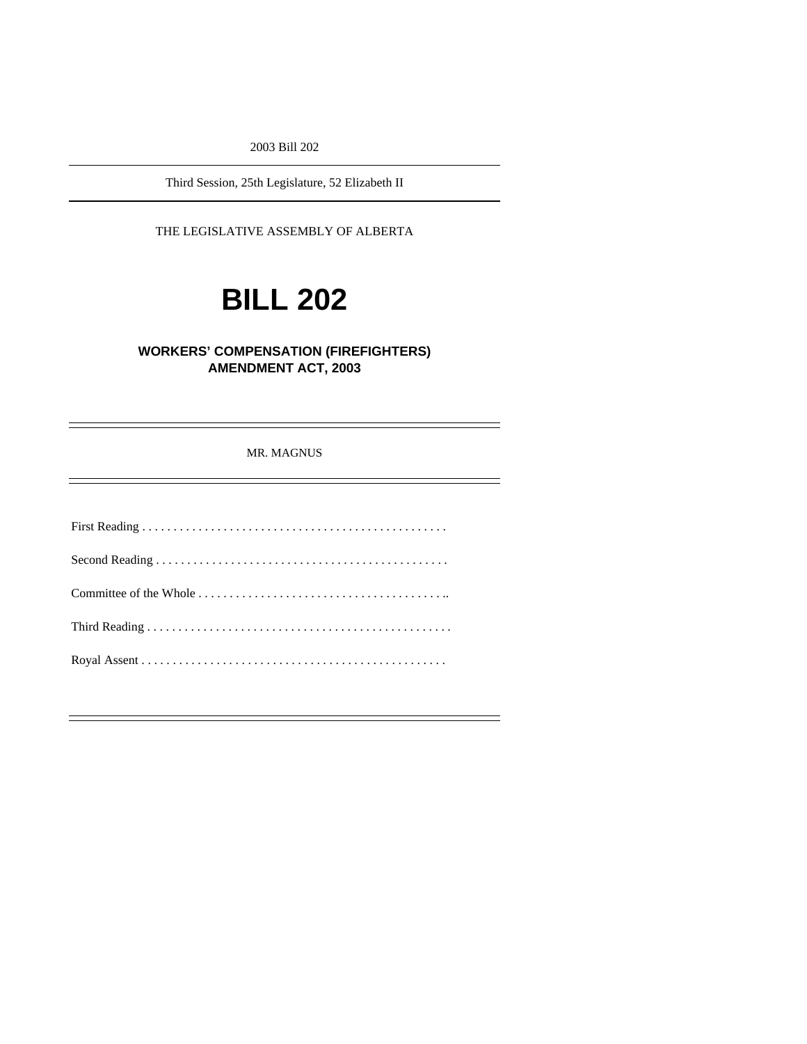2003 Bill 202

Third Session, 25th Legislature, 52 Elizabeth II

THE LEGISLATIVE ASSEMBLY OF ALBERTA

# BILL 202

## WORKERS' COMPENSATION (FIREFIGHTERS) AMENDMENT ACT, 2003

MR. MAGNUS

First Reading . . . . . . . . . . . . . . . . . . . . . . . . . . . . . . . . . . . . . . . . . . . . . . . . .

Second Reading . . . . . . . . . . . . . . . . . . . . . . . . . . . . . . . . . . . . . . . . . . . . . . .

Committee of the Whole . . . . . . . . . . . . . . . . . . . . . . . . . . . . . . . . . . . . . . . ..

Third Reading . . . . . . . . . . . . . . . . . . . . . . . . . . . . . . . . . . . . . . . . . . . . . . . . .

Royal Assent . . . . . . . . . . . . . . . . . . . . . . . . . . . . . . . . . . . . . . . . . . . . . . . . .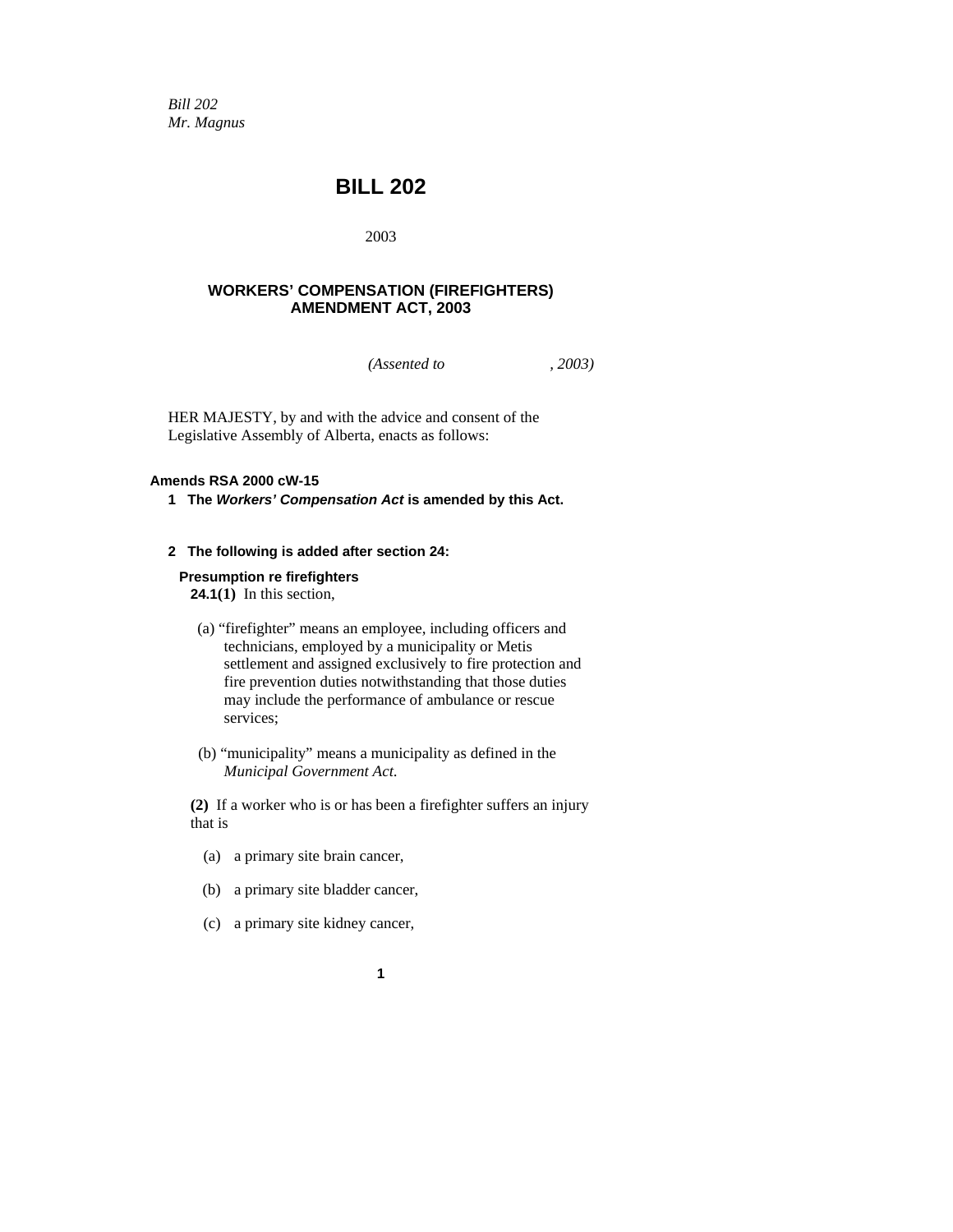*Bill 202*
*Mr. Magnus*

# BILL 202

2003

## WORKERS' COMPENSATION (FIREFIGHTERS) AMENDMENT ACT, 2003

*(Assented to , 2003)*

HER MAJESTY, by and with the advice and consent of the Legislative Assembly of Alberta, enacts as follows:

**Amends RSA 2000 cW-15**

**1 The *Workers' Compensation Act* is amended by this Act.**

**2 The following is added after section 24:**

**Presumption re firefighters**

**24.1(1)** In this section,

(a) "firefighter" means an employee, including officers and technicians, employed by a municipality or Metis settlement and assigned exclusively to fire protection and fire prevention duties notwithstanding that those duties may include the performance of ambulance or rescue services;

(b) "municipality" means a municipality as defined in the *Municipal Government Act*.

**(2)** If a worker who is or has been a firefighter suffers an injury that is

(a) a primary site brain cancer,

(b) a primary site bladder cancer,

(c) a primary site kidney cancer,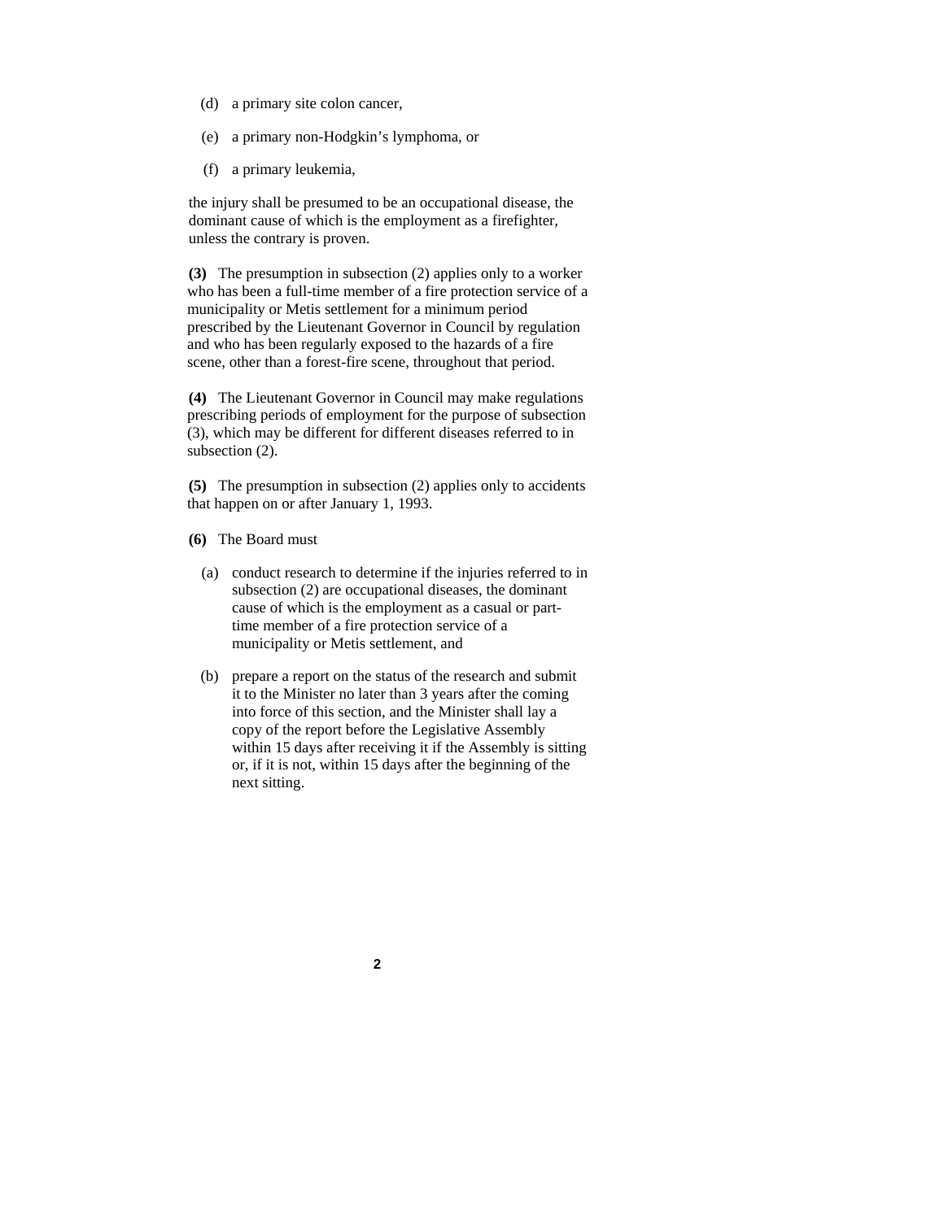(d) a primary site colon cancer,

(e) a primary non-Hodgkin's lymphoma, or

(f) a primary leukemia,

the injury shall be presumed to be an occupational disease, the dominant cause of which is the employment as a firefighter, unless the contrary is proven.

**(3)** The presumption in subsection (2) applies only to a worker who has been a full-time member of a fire protection service of a municipality or Metis settlement for a minimum period prescribed by the Lieutenant Governor in Council by regulation and who has been regularly exposed to the hazards of a fire scene, other than a forest-fire scene, throughout that period.

**(4)** The Lieutenant Governor in Council may make regulations prescribing periods of employment for the purpose of subsection (3), which may be different for different diseases referred to in subsection (2).

**(5)** The presumption in subsection (2) applies only to accidents that happen on or after January 1, 1993.

**(6)** The Board must

(a) conduct research to determine if the injuries referred to in subsection (2) are occupational diseases, the dominant cause of which is the employment as a casual or part-time member of a fire protection service of a municipality or Metis settlement, and

(b) prepare a report on the status of the research and submit it to the Minister no later than 3 years after the coming into force of this section, and the Minister shall lay a copy of the report before the Legislative Assembly within 15 days after receiving it if the Assembly is sitting or, if it is not, within 15 days after the beginning of the next sitting.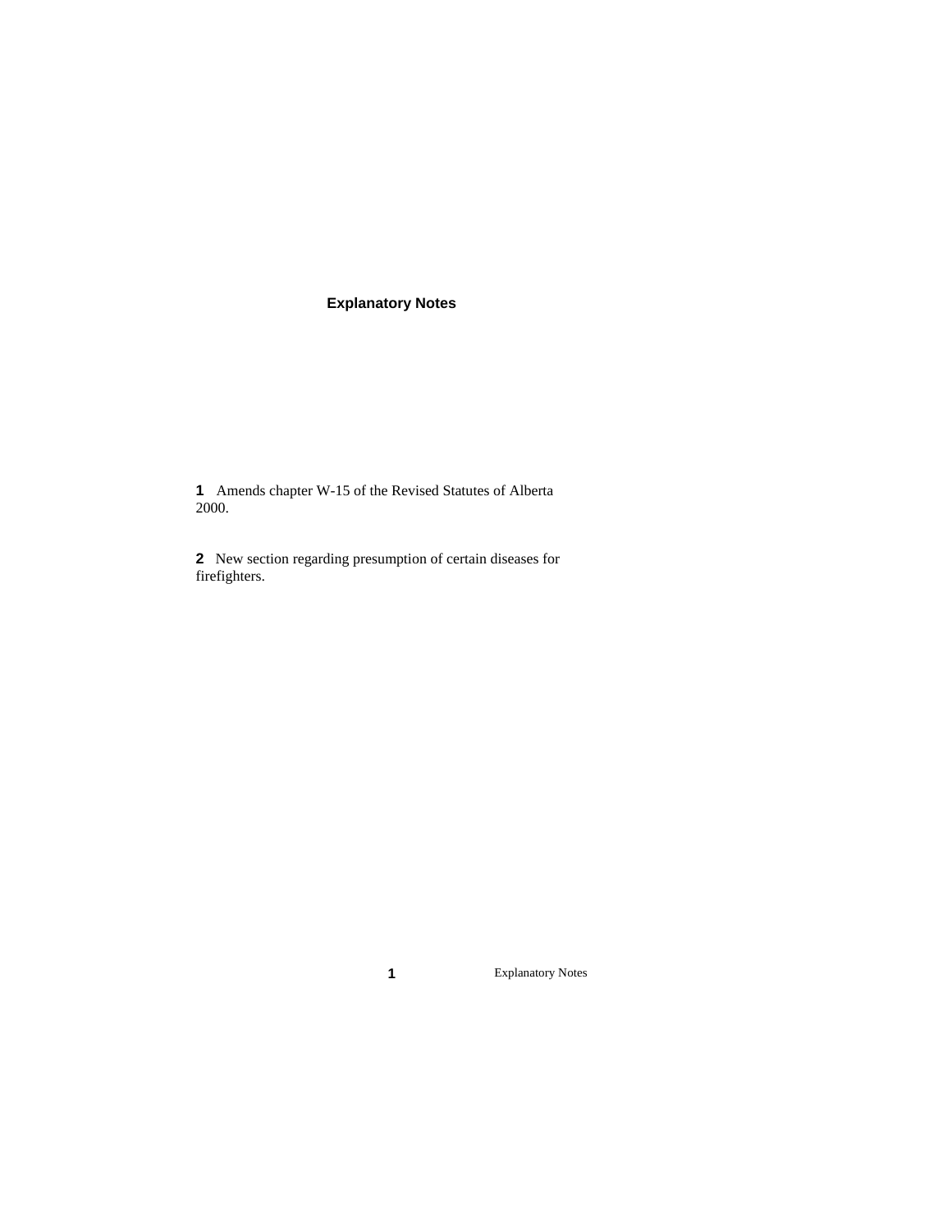## Explanatory Notes

**1** Amends chapter W-15 of the Revised Statutes of Alberta 2000.

**2** New section regarding presumption of certain diseases for firefighters.